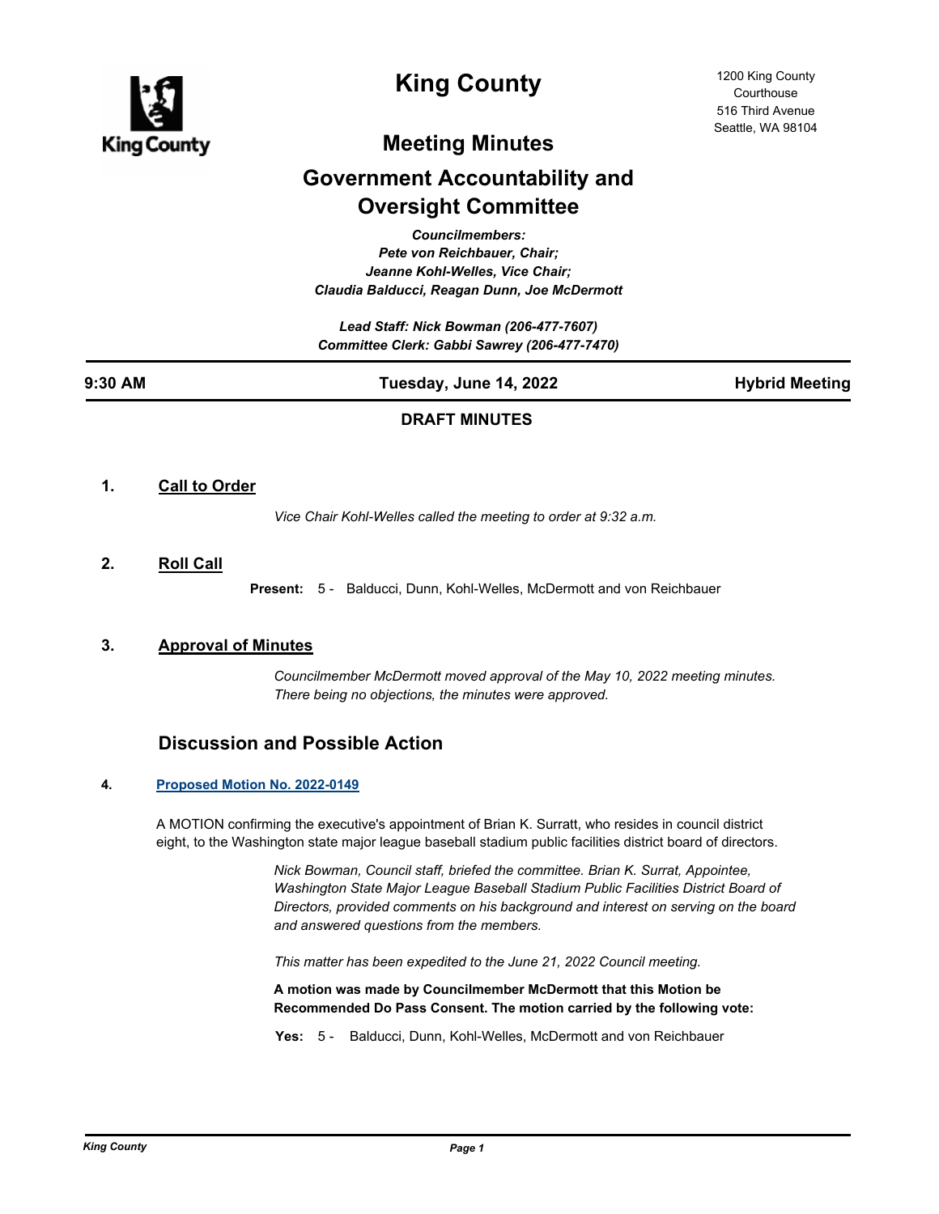# King County

1200 King County
Courthouse
516 Third Avenue
Seattle, WA 98104

## Meeting Minutes

## Government Accountability and Oversight Committee

*Councilmembers:*
*Pete von Reichbauer, Chair;*
*Jeanne Kohl-Welles, Vice Chair;*
*Claudia Balducci, Reagan Dunn, Joe McDermott*

*Lead Staff: Nick Bowman (206-477-7607)*
*Committee Clerk: Gabbi Sawrey (206-477-7470)*

**9:30 AM** **Tuesday, June 14, 2022** **Hybrid Meeting**

**DRAFT MINUTES**

### 1. Call to Order

*Vice Chair Kohl-Welles called the meeting to order at 9:32 a.m.*

### 2. Roll Call

**Present:** 5 - Balducci, Dunn, Kohl-Welles, McDermott and von Reichbauer

### 3. Approval of Minutes

*Councilmember McDermott moved approval of the May 10, 2022 meeting minutes. There being no objections, the minutes were approved.*

## Discussion and Possible Action

### 4. Proposed Motion No. 2022-0149

A MOTION confirming the executive's appointment of Brian K. Surratt, who resides in council district eight, to the Washington state major league baseball stadium public facilities district board of directors.

*Nick Bowman, Council staff, briefed the committee. Brian K. Surrat, Appointee, Washington State Major League Baseball Stadium Public Facilities District Board of Directors, provided comments on his background and interest on serving on the board and answered questions from the members.*

*This matter has been expedited to the June 21, 2022 Council meeting.*

**A motion was made by Councilmember McDermott that this Motion be Recommended Do Pass Consent. The motion carried by the following vote:**

**Yes:** 5 - Balducci, Dunn, Kohl-Welles, McDermott and von Reichbauer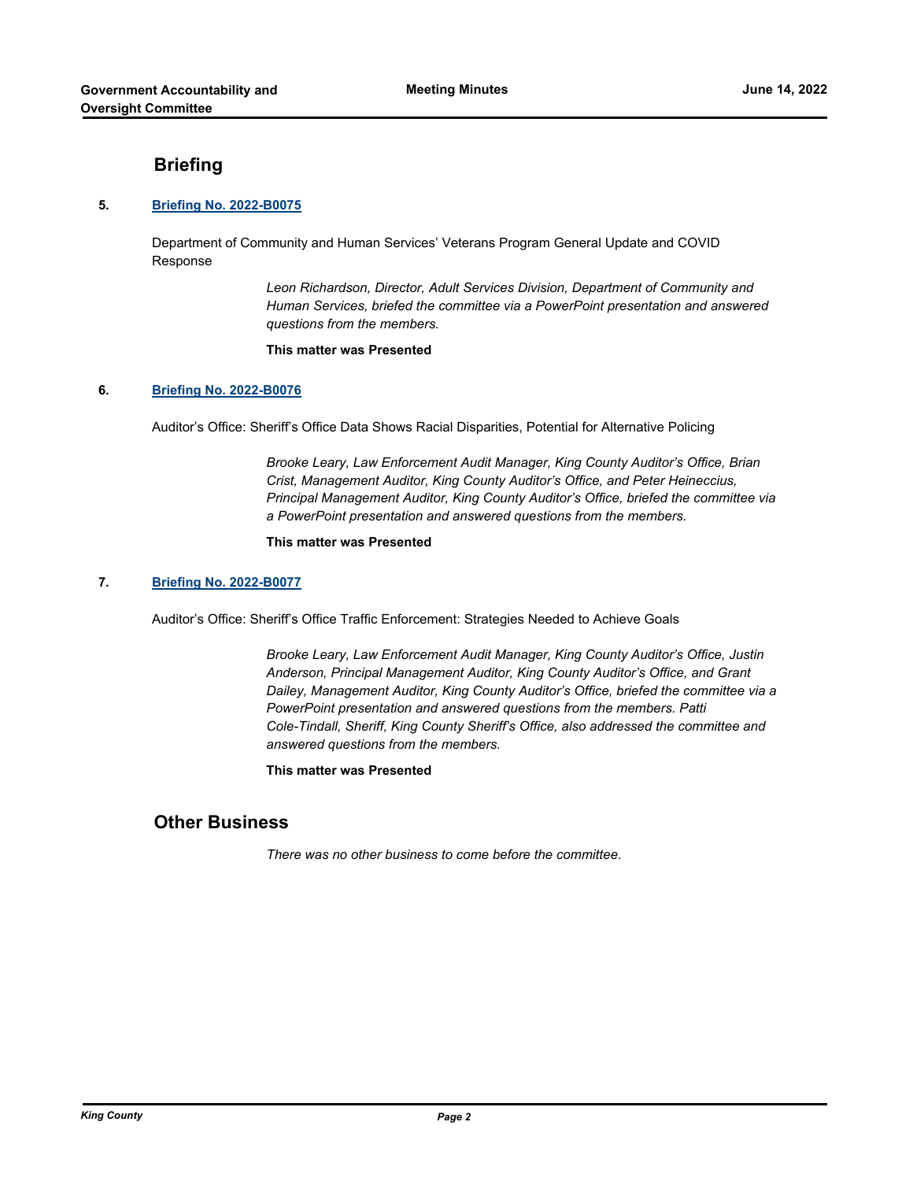## Briefing

**5. Briefing No. 2022-B0075**

Department of Community and Human Services' Veterans Program General Update and COVID Response

*Leon Richardson, Director, Adult Services Division, Department of Community and Human Services, briefed the committee via a PowerPoint presentation and answered questions from the members.*

**This matter was Presented**

**6. Briefing No. 2022-B0076**

Auditor's Office: Sheriff's Office Data Shows Racial Disparities, Potential for Alternative Policing

*Brooke Leary, Law Enforcement Audit Manager, King County Auditor's Office, Brian Crist, Management Auditor, King County Auditor's Office, and Peter Heineccius, Principal Management Auditor, King County Auditor's Office, briefed the committee via a PowerPoint presentation and answered questions from the members.*

**This matter was Presented**

**7. Briefing No. 2022-B0077**

Auditor's Office: Sheriff's Office Traffic Enforcement: Strategies Needed to Achieve Goals

*Brooke Leary, Law Enforcement Audit Manager, King County Auditor's Office, Justin Anderson, Principal Management Auditor, King County Auditor's Office, and Grant Dailey, Management Auditor, King County Auditor's Office, briefed the committee via a PowerPoint presentation and answered questions from the members. Patti Cole-Tindall, Sheriff, King County Sheriff's Office, also addressed the committee and answered questions from the members.*

**This matter was Presented**

## Other Business

*There was no other business to come before the committee.*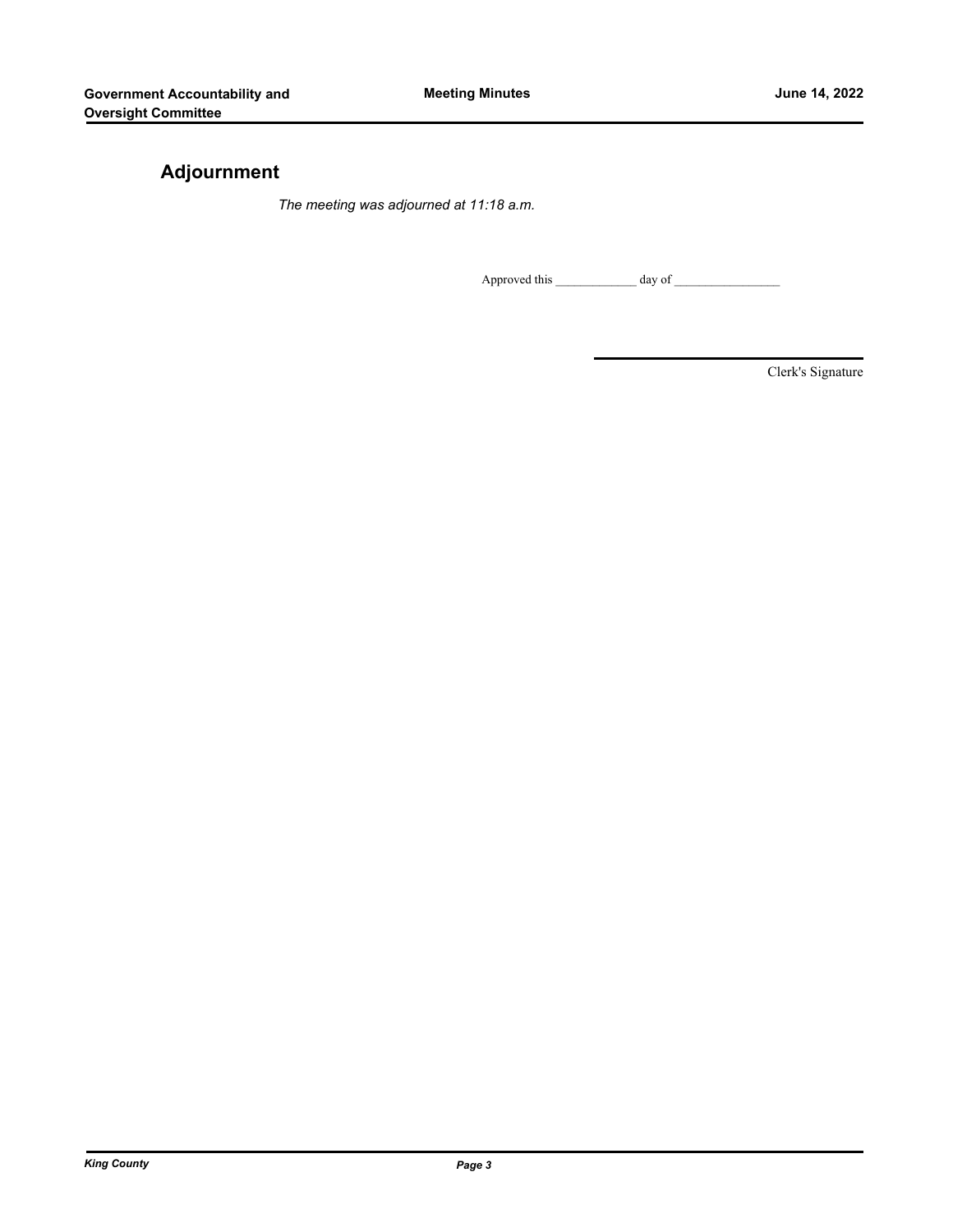## Adjournment

*The meeting was adjourned at 11:18 a.m.*

Approved this _____________ day of _________________

Clerk's Signature